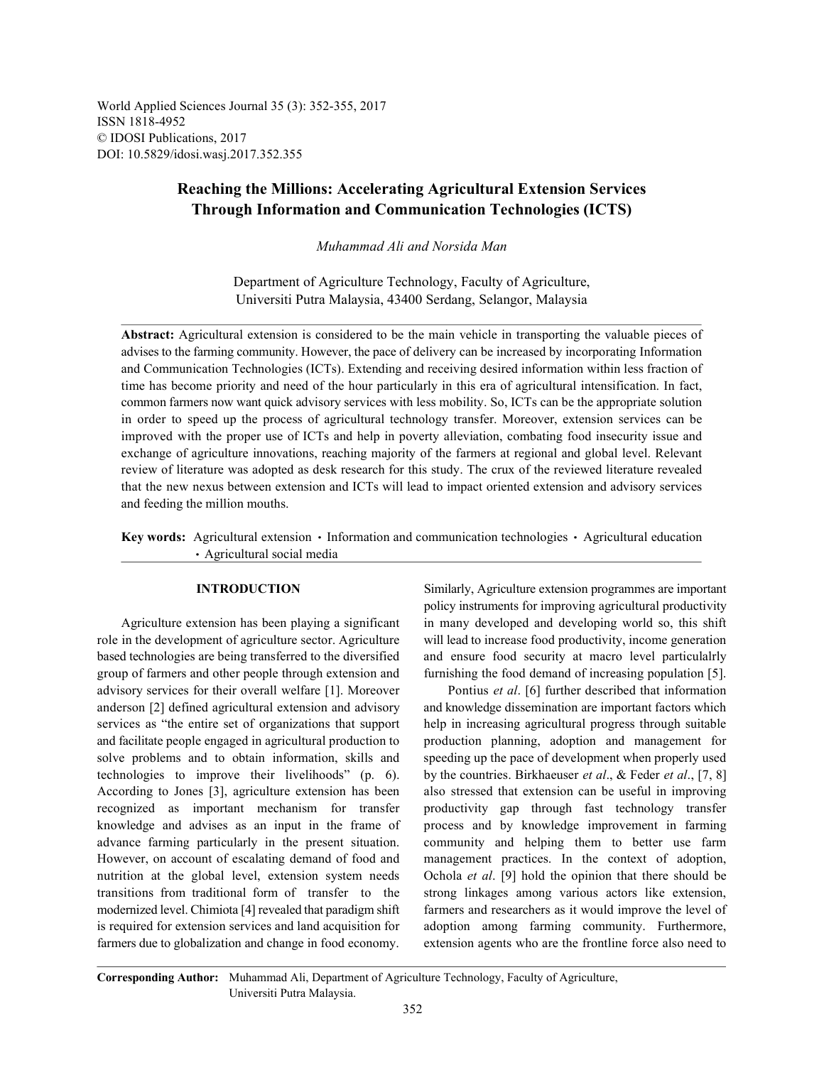World Applied Sciences Journal 35 (3): 352-355, 2017
ISSN 1818-4952
© IDOSI Publications, 2017
DOI: 10.5829/idosi.wasj.2017.352.355

# Reaching the Millions: Accelerating Agricultural Extension Services Through Information and Communication Technologies (ICTS)

*Muhammad Ali and Norsida Man*

Department of Agriculture Technology, Faculty of Agriculture, Universiti Putra Malaysia, 43400 Serdang, Selangor, Malaysia

**Abstract:** Agricultural extension is considered to be the main vehicle in transporting the valuable pieces of advises to the farming community. However, the pace of delivery can be increased by incorporating Information and Communication Technologies (ICTs). Extending and receiving desired information within less fraction of time has become priority and need of the hour particularly in this era of agricultural intensification. In fact, common farmers now want quick advisory services with less mobility. So, ICTs can be the appropriate solution in order to speed up the process of agricultural technology transfer. Moreover, extension services can be improved with the proper use of ICTs and help in poverty alleviation, combating food insecurity issue and exchange of agriculture innovations, reaching majority of the farmers at regional and global level. Relevant review of literature was adopted as desk research for this study. The crux of the reviewed literature revealed that the new nexus between extension and ICTs will lead to impact oriented extension and advisory services and feeding the million mouths.

**Key words:** Agricultural extension • Information and communication technologies • Agricultural education • Agricultural social media

## INTRODUCTION

Agriculture extension has been playing a significant role in the development of agriculture sector. Agriculture based technologies are being transferred to the diversified group of farmers and other people through extension and advisory services for their overall welfare [1]. Moreover anderson [2] defined agricultural extension and advisory services as "the entire set of organizations that support and facilitate people engaged in agricultural production to solve problems and to obtain information, skills and technologies to improve their livelihoods" (p. 6). According to Jones [3], agriculture extension has been recognized as important mechanism for transfer knowledge and advises as an input in the frame of advance farming particularly in the present situation. However, on account of escalating demand of food and nutrition at the global level, extension system needs transitions from traditional form of transfer to the modernized level. Chimiota [4] revealed that paradigm shift is required for extension services and land acquisition for farmers due to globalization and change in food economy. Similarly, Agriculture extension programmes are important policy instruments for improving agricultural productivity in many developed and developing world so, this shift will lead to increase food productivity, income generation and ensure food security at macro level particulalrly furnishing the food demand of increasing population [5].

Pontius *et al*. [6] further described that information and knowledge dissemination are important factors which help in increasing agricultural progress through suitable production planning, adoption and management for speeding up the pace of development when properly used by the countries. Birkhaeuser *et al*., & Feder *et al*., [7, 8] also stressed that extension can be useful in improving productivity gap through fast technology transfer process and by knowledge improvement in farming community and helping them to better use farm management practices. In the context of adoption, Ochola *et al*. [9] hold the opinion that there should be strong linkages among various actors like extension, farmers and researchers as it would improve the level of adoption among farming community. Furthermore, extension agents who are the frontline force also need to

**Corresponding Author:** Muhammad Ali, Department of Agriculture Technology, Faculty of Agriculture, Universiti Putra Malaysia.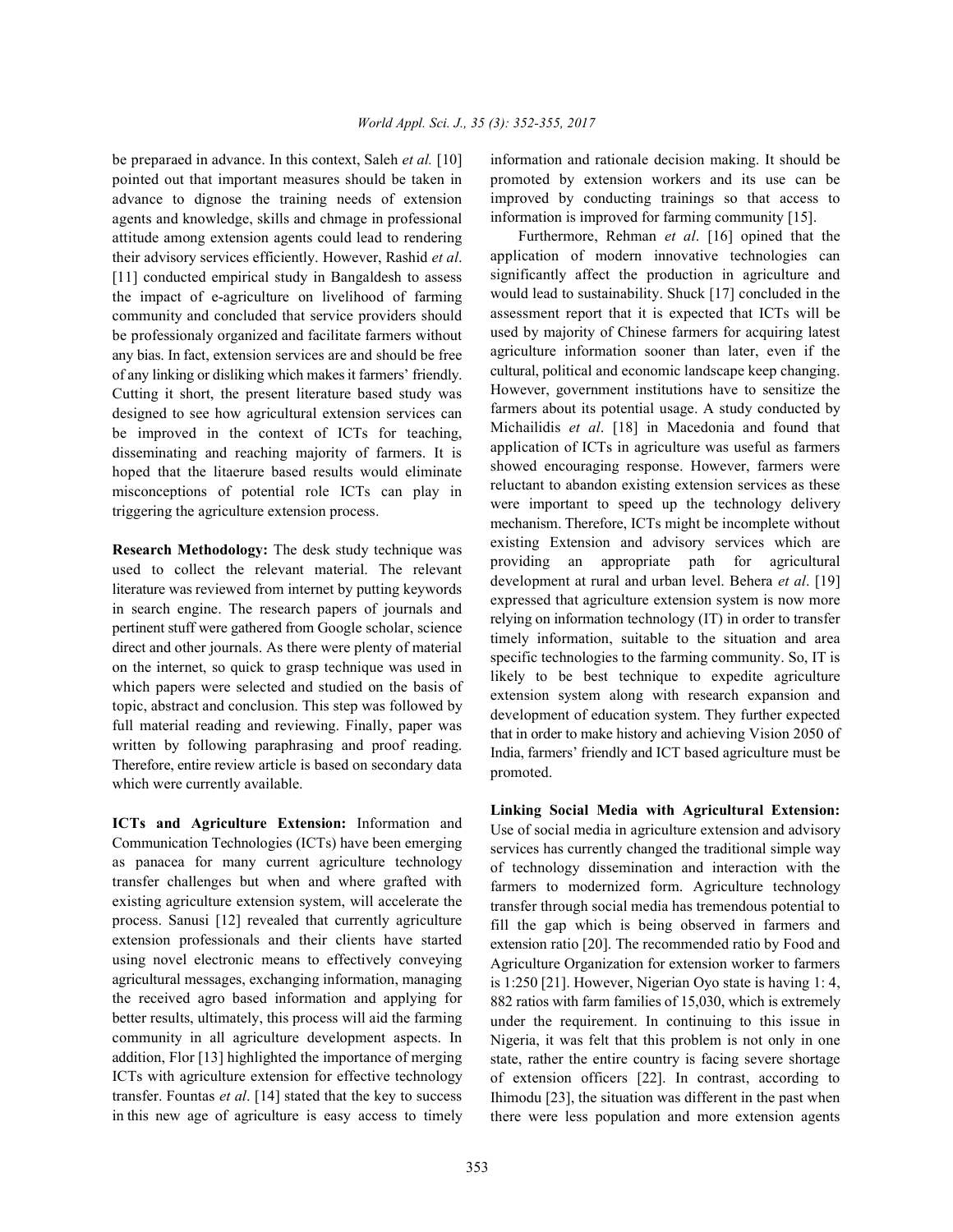be preparaed in advance. In this context, Saleh *et al.* [10] pointed out that important measures should be taken in advance to dignose the training needs of extension agents and knowledge, skills and chmage in professional attitude among extension agents could lead to rendering their advisory services efficiently. However, Rashid *et al*. [11] conducted empirical study in Bangaldesh to assess the impact of e-agriculture on livelihood of farming community and concluded that service providers should be professionaly organized and facilitate farmers without any bias. In fact, extension services are and should be free of any linking or disliking which makes it farmers' friendly. Cutting it short, the present literature based study was designed to see how agricultural extension services can be improved in the context of ICTs for teaching, disseminating and reaching majority of farmers. It is hoped that the litaerure based results would eliminate misconceptions of potential role ICTs can play in triggering the agriculture extension process.

**Research Methodology:** The desk study technique was used to collect the relevant material. The relevant literature was reviewed from internet by putting keywords in search engine. The research papers of journals and pertinent stuff were gathered from Google scholar, science direct and other journals. As there were plenty of material on the internet, so quick to grasp technique was used in which papers were selected and studied on the basis of topic, abstract and conclusion. This step was followed by full material reading and reviewing. Finally, paper was written by following paraphrasing and proof reading. Therefore, entire review article is based on secondary data which were currently available.

**ICTs and Agriculture Extension:** Information and Communication Technologies (ICTs) have been emerging as panacea for many current agriculture technology transfer challenges but when and where grafted with existing agriculture extension system, will accelerate the process. Sanusi [12] revealed that currently agriculture extension professionals and their clients have started using novel electronic means to effectively conveying agricultural messages, exchanging information, managing the received agro based information and applying for better results, ultimately, this process will aid the farming community in all agriculture development aspects. In addition, Flor [13] highlighted the importance of merging ICTs with agriculture extension for effective technology transfer. Fountas *et al*. [14] stated that the key to success in this new age of agriculture is easy access to timely information and rationale decision making. It should be promoted by extension workers and its use can be improved by conducting trainings so that access to information is improved for farming community [15].

Furthermore, Rehman *et al*. [16] opined that the application of modern innovative technologies can significantly affect the production in agriculture and would lead to sustainability. Shuck [17] concluded in the assessment report that it is expected that ICTs will be used by majority of Chinese farmers for acquiring latest agriculture information sooner than later, even if the cultural, political and economic landscape keep changing. However, government institutions have to sensitize the farmers about its potential usage. A study conducted by Michailidis *et al*. [18] in Macedonia and found that application of ICTs in agriculture was useful as farmers showed encouraging response. However, farmers were reluctant to abandon existing extension services as these were important to speed up the technology delivery mechanism. Therefore, ICTs might be incomplete without existing Extension and advisory services which are providing an appropriate path for agricultural development at rural and urban level. Behera *et al*. [19] expressed that agriculture extension system is now more relying on information technology (IT) in order to transfer timely information, suitable to the situation and area specific technologies to the farming community. So, IT is likely to be best technique to expedite agriculture extension system along with research expansion and development of education system. They further expected that in order to make history and achieving Vision 2050 of India, farmers' friendly and ICT based agriculture must be promoted.

**Linking Social Media with Agricultural Extension:** Use of social media in agriculture extension and advisory services has currently changed the traditional simple way of technology dissemination and interaction with the farmers to modernized form. Agriculture technology transfer through social media has tremendous potential to fill the gap which is being observed in farmers and extension ratio [20]. The recommended ratio by Food and Agriculture Organization for extension worker to farmers is 1:250 [21]. However, Nigerian Oyo state is having 1: 4, 882 ratios with farm families of 15,030, which is extremely under the requirement. In continuing to this issue in Nigeria, it was felt that this problem is not only in one state, rather the entire country is facing severe shortage of extension officers [22]. In contrast, according to Ihimodu [23], the situation was different in the past when there were less population and more extension agents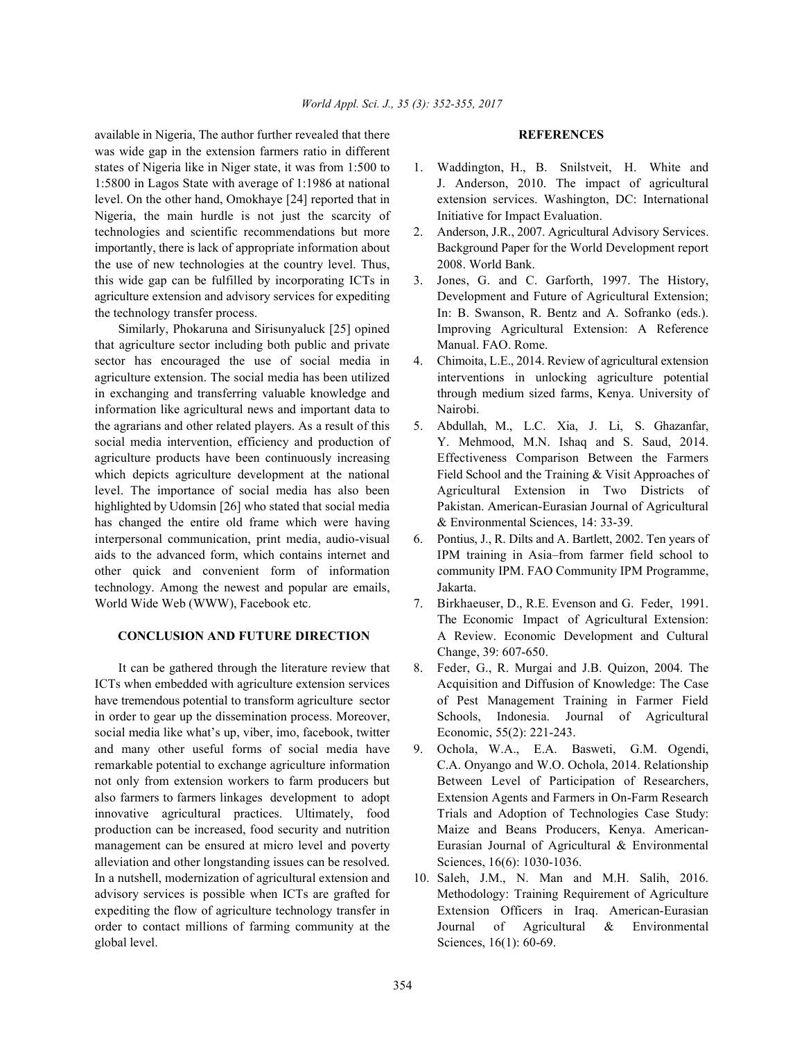available in Nigeria, The author further revealed that there was wide gap in the extension farmers ratio in different states of Nigeria like in Niger state, it was from 1:500 to 1:5800 in Lagos State with average of 1:1986 at national level. On the other hand, Omokhaye [24] reported that in Nigeria, the main hurdle is not just the scarcity of technologies and scientific recommendations but more importantly, there is lack of appropriate information about the use of new technologies at the country level. Thus, this wide gap can be fulfilled by incorporating ICTs in agriculture extension and advisory services for expediting the technology transfer process.

Similarly, Phokaruna and Sirisunyaluck [25] opined that agriculture sector including both public and private sector has encouraged the use of social media in agriculture extension. The social media has been utilized in exchanging and transferring valuable knowledge and information like agricultural news and important data to the agrarians and other related players. As a result of this social media intervention, efficiency and production of agriculture products have been continuously increasing which depicts agriculture development at the national level. The importance of social media has also been highlighted by Udomsin [26] who stated that social media has changed the entire old frame which were having interpersonal communication, print media, audio-visual aids to the advanced form, which contains internet and other quick and convenient form of information technology. Among the newest and popular are emails, World Wide Web (WWW), Facebook etc.

## CONCLUSION AND FUTURE DIRECTION

It can be gathered through the literature review that ICTs when embedded with agriculture extension services have tremendous potential to transform agriculture sector in order to gear up the dissemination process. Moreover, social media like what's up, viber, imo, facebook, twitter and many other useful forms of social media have remarkable potential to exchange agriculture information not only from extension workers to farm producers but also farmers to farmers linkages development to adopt innovative agricultural practices. Ultimately, food production can be increased, food security and nutrition management can be ensured at micro level and poverty alleviation and other longstanding issues can be resolved. In a nutshell, modernization of agricultural extension and advisory services is possible when ICTs are grafted for expediting the flow of agriculture technology transfer in order to contact millions of farming community at the global level.

## REFERENCES

1. Waddington, H., B. Snilstveit, H. White and J. Anderson, 2010. The impact of agricultural extension services. Washington, DC: International Initiative for Impact Evaluation.
2. Anderson, J.R., 2007. Agricultural Advisory Services. Background Paper for the World Development report 2008. World Bank.
3. Jones, G. and C. Garforth, 1997. The History, Development and Future of Agricultural Extension; In: B. Swanson, R. Bentz and A. Sofranko (eds.). Improving Agricultural Extension: A Reference Manual. FAO. Rome.
4. Chimoita, L.E., 2014. Review of agricultural extension interventions in unlocking agriculture potential through medium sized farms, Kenya. University of Nairobi.
5. Abdullah, M., L.C. Xia, J. Li, S. Ghazanfar, Y. Mehmood, M.N. Ishaq and S. Saud, 2014. Effectiveness Comparison Between the Farmers Field School and the Training & Visit Approaches of Agricultural Extension in Two Districts of Pakistan. American-Eurasian Journal of Agricultural & Environmental Sciences, 14: 33-39.
6. Pontius, J., R. Dilts and A. Bartlett, 2002. Ten years of IPM training in Asia–from farmer field school to community IPM. FAO Community IPM Programme, Jakarta.
7. Birkhaeuser, D., R.E. Evenson and G. Feder, 1991. The Economic Impact of Agricultural Extension: A Review. Economic Development and Cultural Change, 39: 607-650.
8. Feder, G., R. Murgai and J.B. Quizon, 2004. The Acquisition and Diffusion of Knowledge: The Case of Pest Management Training in Farmer Field Schools, Indonesia. Journal of Agricultural Economic, 55(2): 221-243.
9. Ochola, W.A., E.A. Basweti, G.M. Ogendi, C.A. Onyango and W.O. Ochola, 2014. Relationship Between Level of Participation of Researchers, Extension Agents and Farmers in On-Farm Research Trials and Adoption of Technologies Case Study: Maize and Beans Producers, Kenya. American-Eurasian Journal of Agricultural & Environmental Sciences, 16(6): 1030-1036.
10. Saleh, J.M., N. Man and M.H. Salih, 2016. Methodology: Training Requirement of Agriculture Extension Officers in Iraq. American-Eurasian Journal of Agricultural & Environmental Sciences, 16(1): 60-69.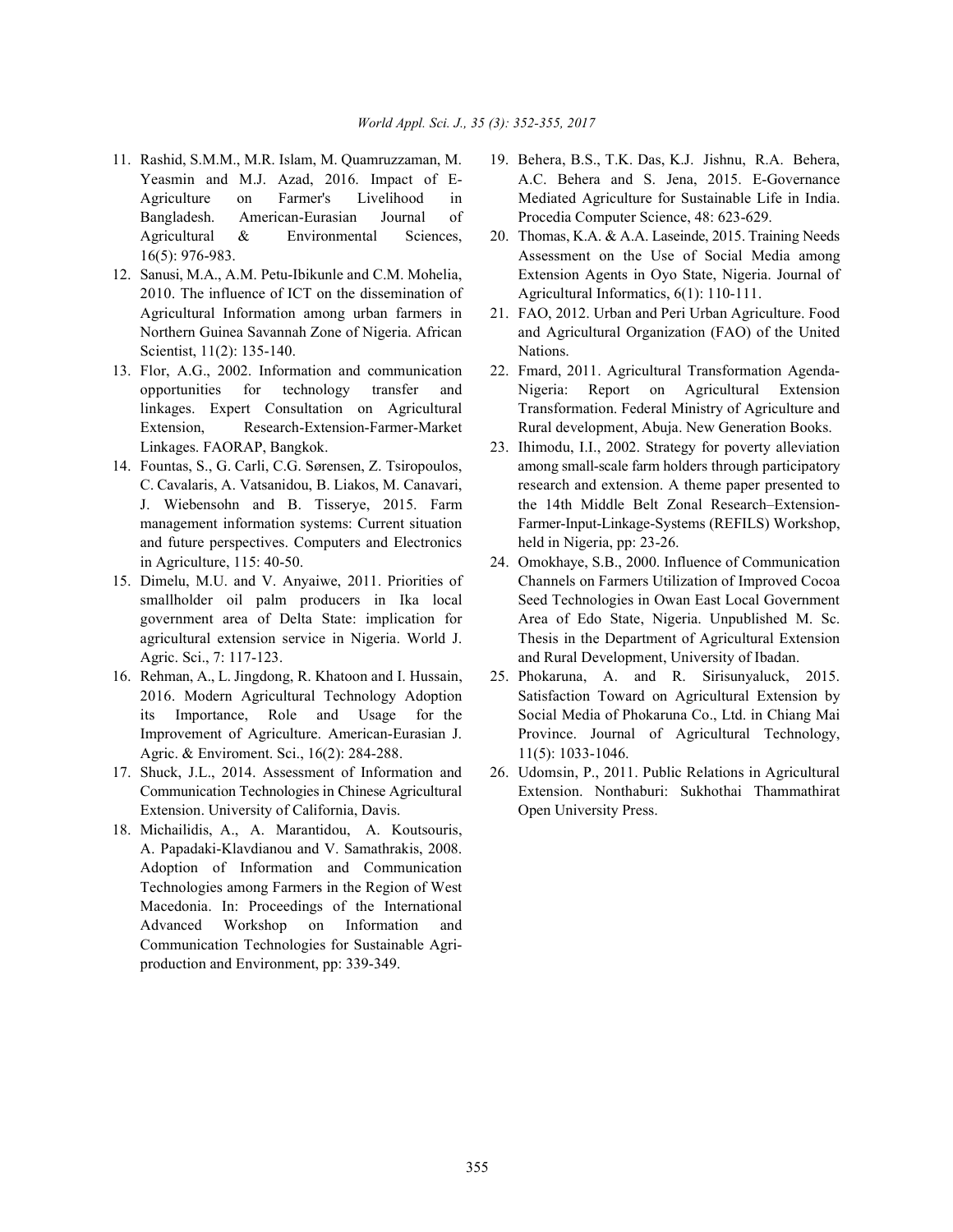11. Rashid, S.M.M., M.R. Islam, M. Quamruzzaman, M. Yeasmin and M.J. Azad, 2016. Impact of E-Agriculture on Farmer's Livelihood in Bangladesh. American-Eurasian Journal of Agricultural & Environmental Sciences, 16(5): 976-983.
12. Sanusi, M.A., A.M. Petu-Ibikunle and C.M. Mohelia, 2010. The influence of ICT on the dissemination of Agricultural Information among urban farmers in Northern Guinea Savannah Zone of Nigeria. African Scientist, 11(2): 135-140.
13. Flor, A.G., 2002. Information and communication opportunities for technology transfer and linkages. Expert Consultation on Agricultural Extension, Research-Extension-Farmer-Market Linkages. FAORAP, Bangkok.
14. Fountas, S., G. Carli, C.G. Sørensen, Z. Tsiropoulos, C. Cavalaris, A. Vatsanidou, B. Liakos, M. Canavari, J. Wiebensohn and B. Tisserye, 2015. Farm management information systems: Current situation and future perspectives. Computers and Electronics in Agriculture, 115: 40-50.
15. Dimelu, M.U. and V. Anyaiwe, 2011. Priorities of smallholder oil palm producers in Ika local government area of Delta State: implication for agricultural extension service in Nigeria. World J. Agric. Sci., 7: 117-123.
16. Rehman, A., L. Jingdong, R. Khatoon and I. Hussain, 2016. Modern Agricultural Technology Adoption its Importance, Role and Usage for the Improvement of Agriculture. American-Eurasian J. Agric. & Enviroment. Sci., 16(2): 284-288.
17. Shuck, J.L., 2014. Assessment of Information and Communication Technologies in Chinese Agricultural Extension. University of California, Davis.
18. Michailidis, A., A. Marantidou, A. Koutsouris, A. Papadaki-Klavdianou and V. Samathrakis, 2008. Adoption of Information and Communication Technologies among Farmers in the Region of West Macedonia. In: Proceedings of the International Advanced Workshop on Information and Communication Technologies for Sustainable Agri-production and Environment, pp: 339-349.
19. Behera, B.S., T.K. Das, K.J. Jishnu, R.A. Behera, A.C. Behera and S. Jena, 2015. E-Governance Mediated Agriculture for Sustainable Life in India. Procedia Computer Science, 48: 623-629.
20. Thomas, K.A. & A.A. Laseinde, 2015. Training Needs Assessment on the Use of Social Media among Extension Agents in Oyo State, Nigeria. Journal of Agricultural Informatics, 6(1): 110-111.
21. FAO, 2012. Urban and Peri Urban Agriculture. Food and Agricultural Organization (FAO) of the United Nations.
22. Fmard, 2011. Agricultural Transformation Agenda-Nigeria: Report on Agricultural Extension Transformation. Federal Ministry of Agriculture and Rural development, Abuja. New Generation Books.
23. Ihimodu, I.I., 2002. Strategy for poverty alleviation among small-scale farm holders through participatory research and extension. A theme paper presented to the 14th Middle Belt Zonal Research–Extension-Farmer-Input-Linkage-Systems (REFILS) Workshop, held in Nigeria, pp: 23-26.
24. Omokhaye, S.B., 2000. Influence of Communication Channels on Farmers Utilization of Improved Cocoa Seed Technologies in Owan East Local Government Area of Edo State, Nigeria. Unpublished M. Sc. Thesis in the Department of Agricultural Extension and Rural Development, University of Ibadan.
25. Phokaruna, A. and R. Sirisunyaluck, 2015. Satisfaction Toward on Agricultural Extension by Social Media of Phokaruna Co., Ltd. in Chiang Mai Province. Journal of Agricultural Technology, 11(5): 1033-1046.
26. Udomsin, P., 2011. Public Relations in Agricultural Extension. Nonthaburi: Sukhothai Thammathirat Open University Press.